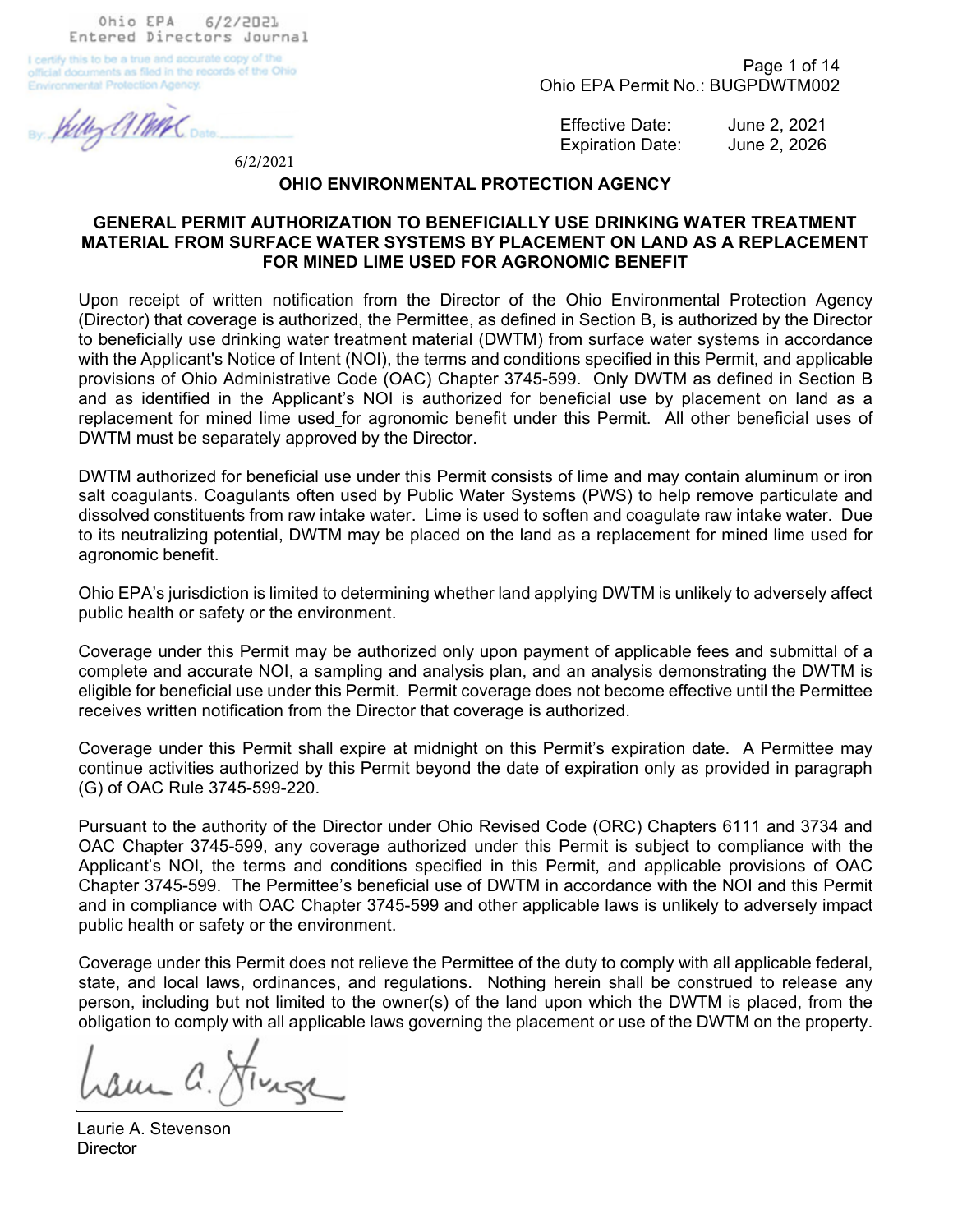Ohio EPA 6/2/2021
Entered Directors Journal

I certify this to be a true and accurate copy of the official documents as filed in the records of the Ohio Environmental Protection Agency.

By: Date

6/2/2021

Ohio EPA Permit No.: BUGPDWTM002

| | |
|---|---|
| Effective Date: | June 2, 2021 |
| Expiration Date: | June 2, 2026 |

## OHIO ENVIRONMENTAL PROTECTION AGENCY

### GENERAL PERMIT AUTHORIZATION TO BENEFICIALLY USE DRINKING WATER TREATMENT MATERIAL FROM SURFACE WATER SYSTEMS BY PLACEMENT ON LAND AS A REPLACEMENT FOR MINED LIME USED FOR AGRONOMIC BENEFIT

Upon receipt of written notification from the Director of the Ohio Environmental Protection Agency (Director) that coverage is authorized, the Permittee, as defined in Section B, is authorized by the Director to beneficially use drinking water treatment material (DWTM) from surface water systems in accordance with the Applicant's Notice of Intent (NOI), the terms and conditions specified in this Permit, and applicable provisions of Ohio Administrative Code (OAC) Chapter 3745-599. Only DWTM as defined in Section B and as identified in the Applicant's NOI is authorized for beneficial use by placement on land as a replacement for mined lime used for agronomic benefit under this Permit. All other beneficial uses of DWTM must be separately approved by the Director.

DWTM authorized for beneficial use under this Permit consists of lime and may contain aluminum or iron salt coagulants. Coagulants often used by Public Water Systems (PWS) to help remove particulate and dissolved constituents from raw intake water. Lime is used to soften and coagulate raw intake water. Due to its neutralizing potential, DWTM may be placed on the land as a replacement for mined lime used for agronomic benefit.

Ohio EPA's jurisdiction is limited to determining whether land applying DWTM is unlikely to adversely affect public health or safety or the environment.

Coverage under this Permit may be authorized only upon payment of applicable fees and submittal of a complete and accurate NOI, a sampling and analysis plan, and an analysis demonstrating the DWTM is eligible for beneficial use under this Permit. Permit coverage does not become effective until the Permittee receives written notification from the Director that coverage is authorized.

Coverage under this Permit shall expire at midnight on this Permit's expiration date. A Permittee may continue activities authorized by this Permit beyond the date of expiration only as provided in paragraph (G) of OAC Rule 3745-599-220.

Pursuant to the authority of the Director under Ohio Revised Code (ORC) Chapters 6111 and 3734 and OAC Chapter 3745-599, any coverage authorized under this Permit is subject to compliance with the Applicant's NOI, the terms and conditions specified in this Permit, and applicable provisions of OAC Chapter 3745-599. The Permittee's beneficial use of DWTM in accordance with the NOI and this Permit and in compliance with OAC Chapter 3745-599 and other applicable laws is unlikely to adversely impact public health or safety or the environment.

Coverage under this Permit does not relieve the Permittee of the duty to comply with all applicable federal, state, and local laws, ordinances, and regulations. Nothing herein shall be construed to release any person, including but not limited to the owner(s) of the land upon which the DWTM is placed, from the obligation to comply with all applicable laws governing the placement or use of the DWTM on the property.

Laurie A. Stevenson
Director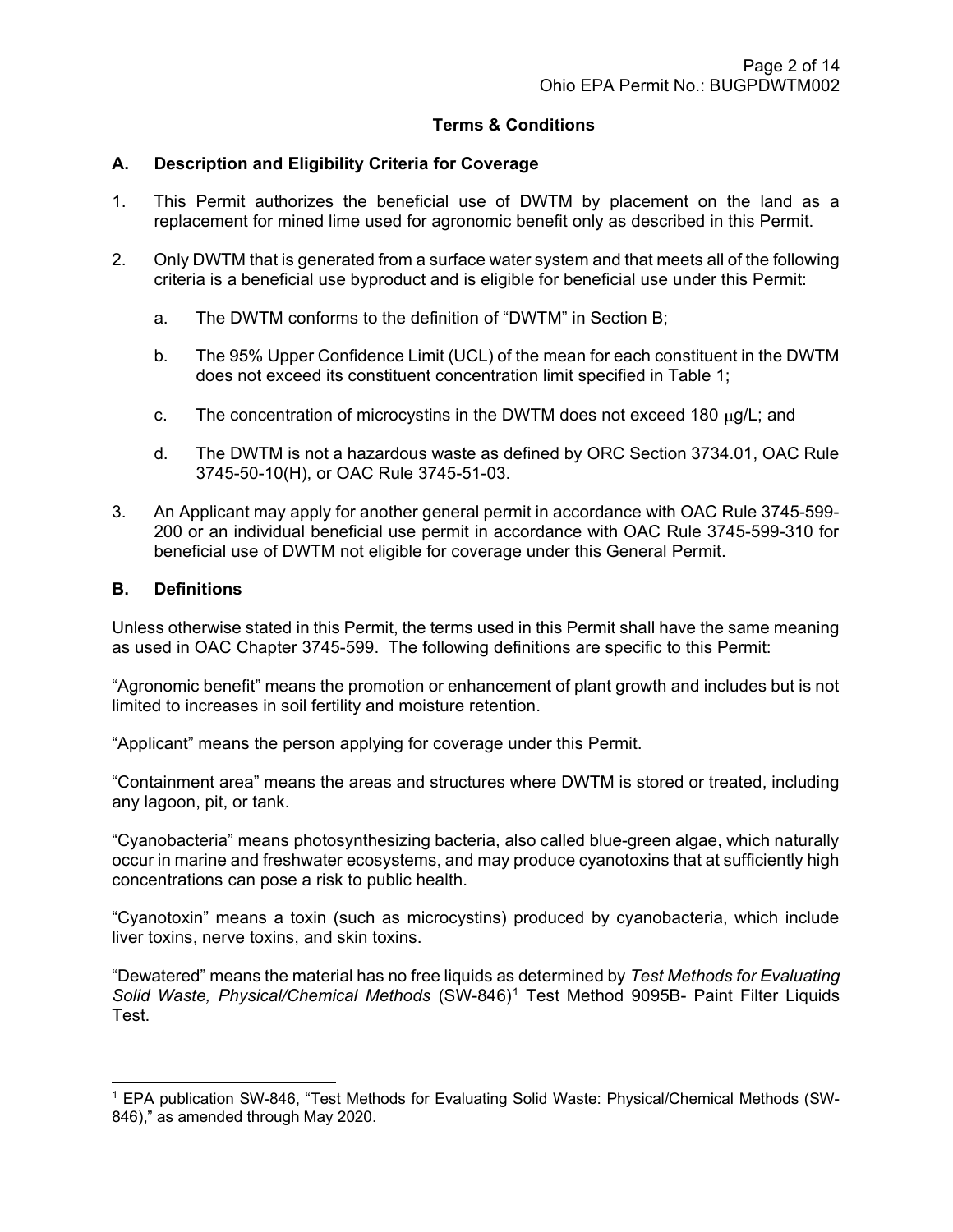## Terms & Conditions

### A. Description and Eligibility Criteria for Coverage

1. This Permit authorizes the beneficial use of DWTM by placement on the land as a replacement for mined lime used for agronomic benefit only as described in this Permit.

2. Only DWTM that is generated from a surface water system and that meets all of the following criteria is a beneficial use byproduct and is eligible for beneficial use under this Permit:

   a. The DWTM conforms to the definition of "DWTM" in Section B;

   b. The 95% Upper Confidence Limit (UCL) of the mean for each constituent in the DWTM does not exceed its constituent concentration limit specified in Table 1;

   c. The concentration of microcystins in the DWTM does not exceed 180 $\mu$g/L; and

   d. The DWTM is not a hazardous waste as defined by ORC Section 3734.01, OAC Rule 3745-50-10(H), or OAC Rule 3745-51-03.

3. An Applicant may apply for another general permit in accordance with OAC Rule 3745-599-200 or an individual beneficial use permit in accordance with OAC Rule 3745-599-310 for beneficial use of DWTM not eligible for coverage under this General Permit.

### B. Definitions

Unless otherwise stated in this Permit, the terms used in this Permit shall have the same meaning as used in OAC Chapter 3745-599. The following definitions are specific to this Permit:

"Agronomic benefit" means the promotion or enhancement of plant growth and includes but is not limited to increases in soil fertility and moisture retention.

"Applicant" means the person applying for coverage under this Permit.

"Containment area" means the areas and structures where DWTM is stored or treated, including any lagoon, pit, or tank.

"Cyanobacteria" means photosynthesizing bacteria, also called blue-green algae, which naturally occur in marine and freshwater ecosystems, and may produce cyanotoxins that at sufficiently high concentrations can pose a risk to public health.

"Cyanotoxin" means a toxin (such as microcystins) produced by cyanobacteria, which include liver toxins, nerve toxins, and skin toxins.

"Dewatered" means the material has no free liquids as determined by *Test Methods for Evaluating Solid Waste, Physical/Chemical Methods* (SW-846)[1] Test Method 9095B- Paint Filter Liquids Test.

---

[1] EPA publication SW-846, "Test Methods for Evaluating Solid Waste: Physical/Chemical Methods (SW-846)," as amended through May 2020.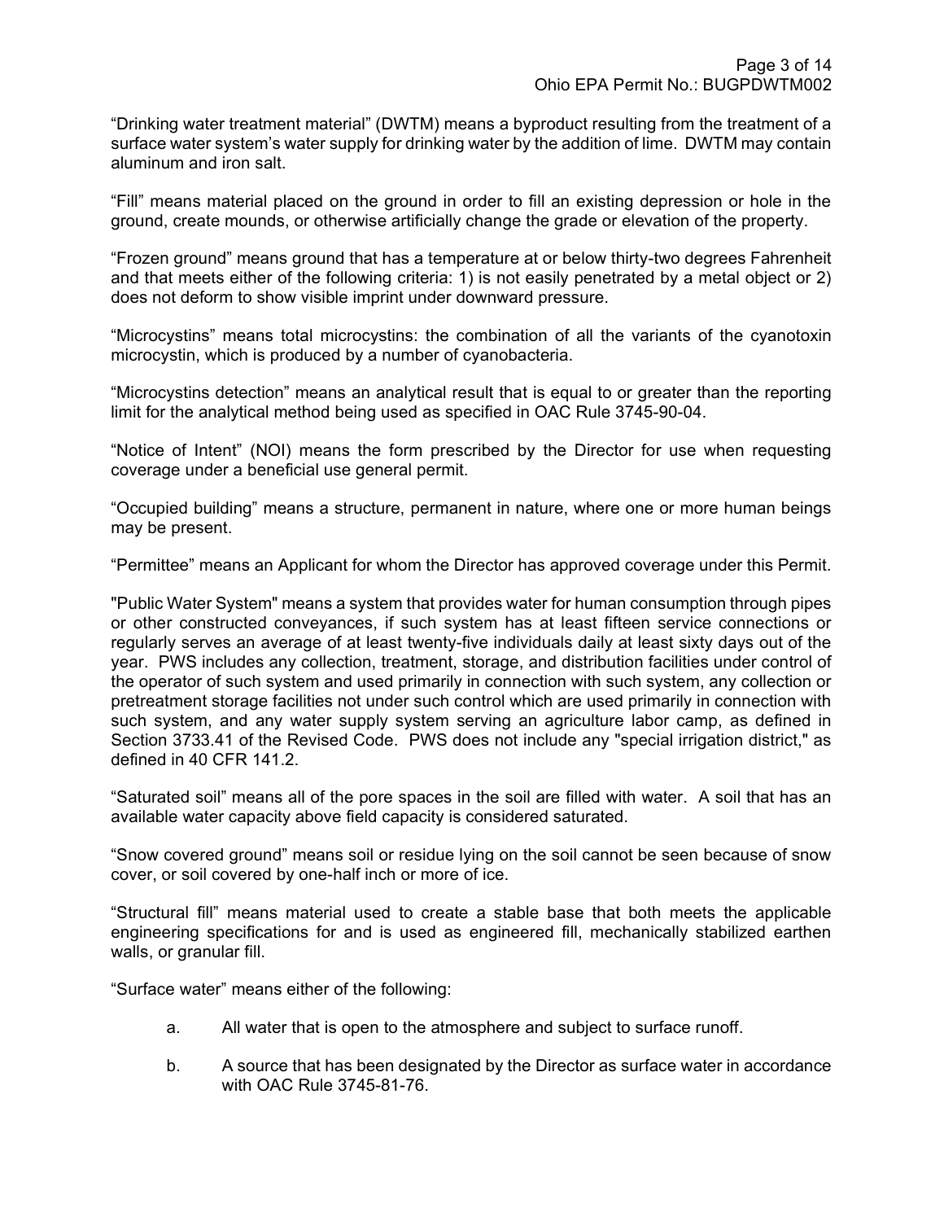"Drinking water treatment material" (DWTM) means a byproduct resulting from the treatment of a surface water system's water supply for drinking water by the addition of lime. DWTM may contain aluminum and iron salt.

"Fill" means material placed on the ground in order to fill an existing depression or hole in the ground, create mounds, or otherwise artificially change the grade or elevation of the property.

"Frozen ground" means ground that has a temperature at or below thirty-two degrees Fahrenheit and that meets either of the following criteria: 1) is not easily penetrated by a metal object or 2) does not deform to show visible imprint under downward pressure.

"Microcystins" means total microcystins: the combination of all the variants of the cyanotoxin microcystin, which is produced by a number of cyanobacteria.

"Microcystins detection" means an analytical result that is equal to or greater than the reporting limit for the analytical method being used as specified in OAC Rule 3745-90-04.

"Notice of Intent" (NOI) means the form prescribed by the Director for use when requesting coverage under a beneficial use general permit.

"Occupied building" means a structure, permanent in nature, where one or more human beings may be present.

"Permittee" means an Applicant for whom the Director has approved coverage under this Permit.

"Public Water System" means a system that provides water for human consumption through pipes or other constructed conveyances, if such system has at least fifteen service connections or regularly serves an average of at least twenty-five individuals daily at least sixty days out of the year. PWS includes any collection, treatment, storage, and distribution facilities under control of the operator of such system and used primarily in connection with such system, any collection or pretreatment storage facilities not under such control which are used primarily in connection with such system, and any water supply system serving an agriculture labor camp, as defined in Section 3733.41 of the Revised Code. PWS does not include any "special irrigation district," as defined in 40 CFR 141.2.

"Saturated soil" means all of the pore spaces in the soil are filled with water. A soil that has an available water capacity above field capacity is considered saturated.

"Snow covered ground" means soil or residue lying on the soil cannot be seen because of snow cover, or soil covered by one-half inch or more of ice.

"Structural fill" means material used to create a stable base that both meets the applicable engineering specifications for and is used as engineered fill, mechanically stabilized earthen walls, or granular fill.

"Surface water" means either of the following:

a. All water that is open to the atmosphere and subject to surface runoff.

b. A source that has been designated by the Director as surface water in accordance with OAC Rule 3745-81-76.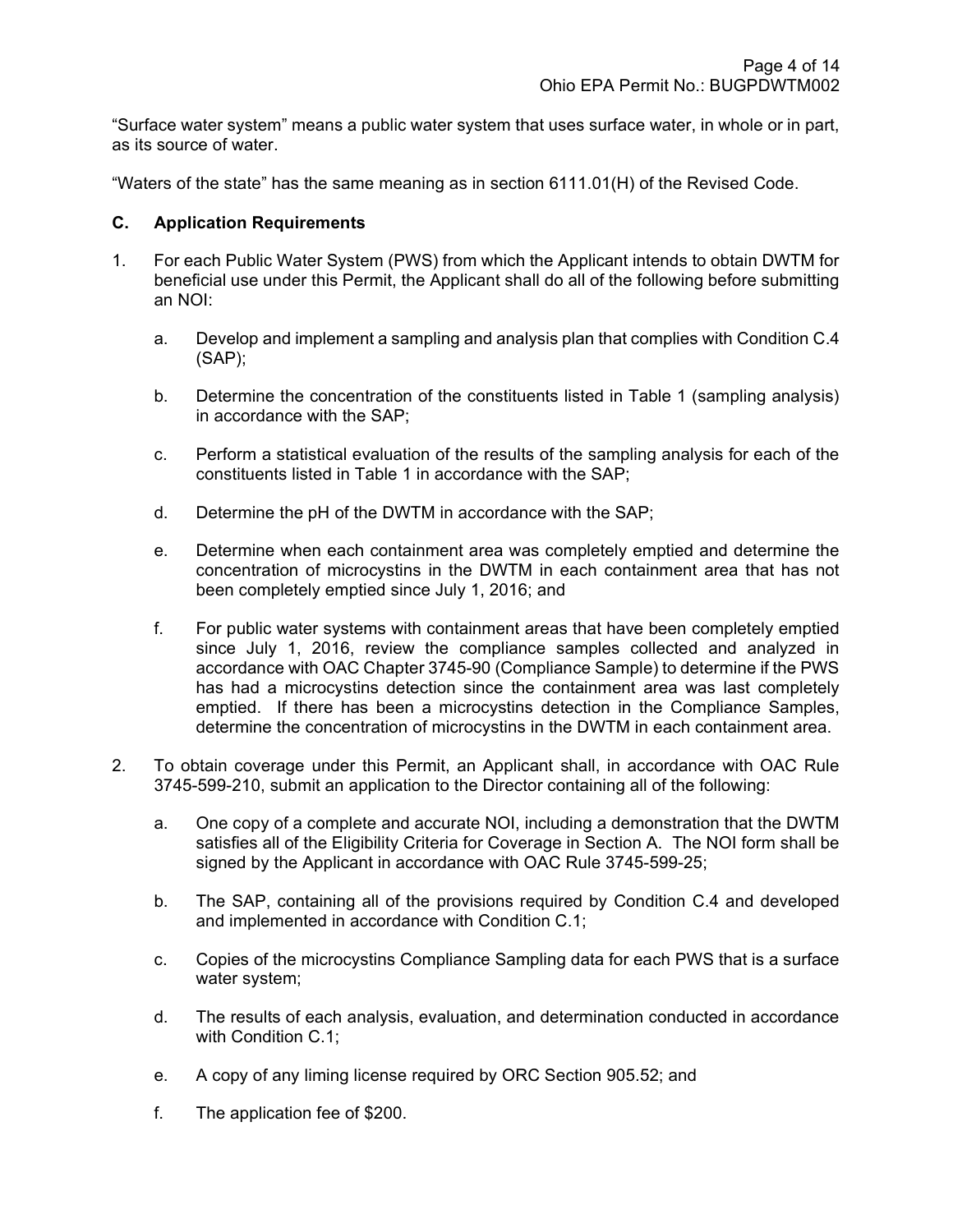"Surface water system" means a public water system that uses surface water, in whole or in part, as its source of water.

"Waters of the state" has the same meaning as in section 6111.01(H) of the Revised Code.

### C. Application Requirements

1. For each Public Water System (PWS) from which the Applicant intends to obtain DWTM for beneficial use under this Permit, the Applicant shall do all of the following before submitting an NOI:

   a. Develop and implement a sampling and analysis plan that complies with Condition C.4 (SAP);

   b. Determine the concentration of the constituents listed in Table 1 (sampling analysis) in accordance with the SAP;

   c. Perform a statistical evaluation of the results of the sampling analysis for each of the constituents listed in Table 1 in accordance with the SAP;

   d. Determine the pH of the DWTM in accordance with the SAP;

   e. Determine when each containment area was completely emptied and determine the concentration of microcystins in the DWTM in each containment area that has not been completely emptied since July 1, 2016; and

   f. For public water systems with containment areas that have been completely emptied since July 1, 2016, review the compliance samples collected and analyzed in accordance with OAC Chapter 3745-90 (Compliance Sample) to determine if the PWS has had a microcystins detection since the containment area was last completely emptied. If there has been a microcystins detection in the Compliance Samples, determine the concentration of microcystins in the DWTM in each containment area.

2. To obtain coverage under this Permit, an Applicant shall, in accordance with OAC Rule 3745-599-210, submit an application to the Director containing all of the following:

   a. One copy of a complete and accurate NOI, including a demonstration that the DWTM satisfies all of the Eligibility Criteria for Coverage in Section A. The NOI form shall be signed by the Applicant in accordance with OAC Rule 3745-599-25;

   b. The SAP, containing all of the provisions required by Condition C.4 and developed and implemented in accordance with Condition C.1;

   c. Copies of the microcystins Compliance Sampling data for each PWS that is a surface water system;

   d. The results of each analysis, evaluation, and determination conducted in accordance with Condition C.1;

   e. A copy of any liming license required by ORC Section 905.52; and

   f. The application fee of $200.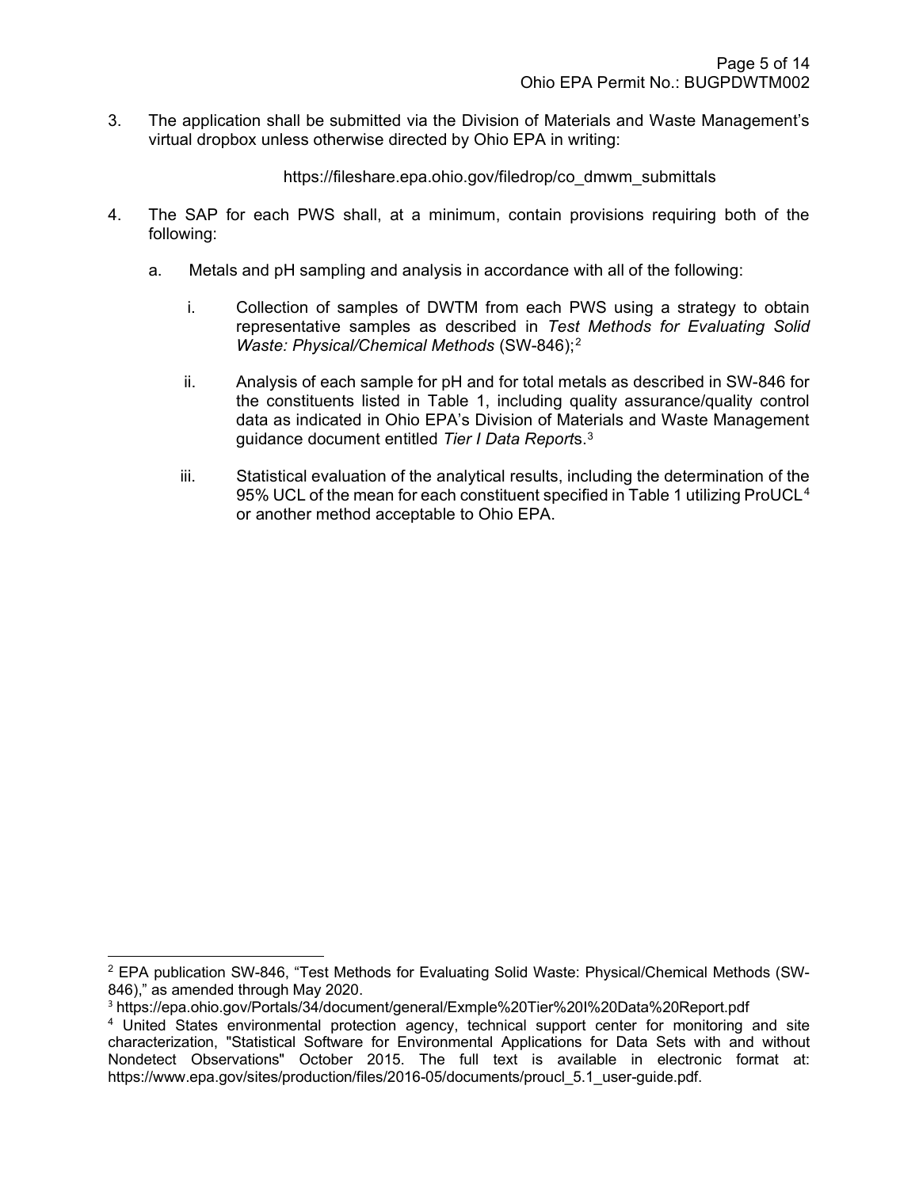3. The application shall be submitted via the Division of Materials and Waste Management's virtual dropbox unless otherwise directed by Ohio EPA in writing:

   https://fileshare.epa.ohio.gov/filedrop/co_dmwm_submittals

4. The SAP for each PWS shall, at a minimum, contain provisions requiring both of the following:

   a. Metals and pH sampling and analysis in accordance with all of the following:

      i. Collection of samples of DWTM from each PWS using a strategy to obtain representative samples as described in *Test Methods for Evaluating Solid Waste: Physical/Chemical Methods* (SW-846);[2]

      ii. Analysis of each sample for pH and for total metals as described in SW-846 for the constituents listed in Table 1, including quality assurance/quality control data as indicated in Ohio EPA's Division of Materials and Waste Management guidance document entitled *Tier I Data Report*s.[3]

      iii. Statistical evaluation of the analytical results, including the determination of the 95% UCL of the mean for each constituent specified in Table 1 utilizing ProUCL[4] or another method acceptable to Ohio EPA.

---

[2] EPA publication SW-846, "Test Methods for Evaluating Solid Waste: Physical/Chemical Methods (SW-846)," as amended through May 2020.

[3] https://epa.ohio.gov/Portals/34/document/general/Exmple%20Tier%20I%20Data%20Report.pdf

[4] United States environmental protection agency, technical support center for monitoring and site characterization, "Statistical Software for Environmental Applications for Data Sets with and without Nondetect Observations" October 2015. The full text is available in electronic format at: https://www.epa.gov/sites/production/files/2016-05/documents/proucl_5.1_user-guide.pdf.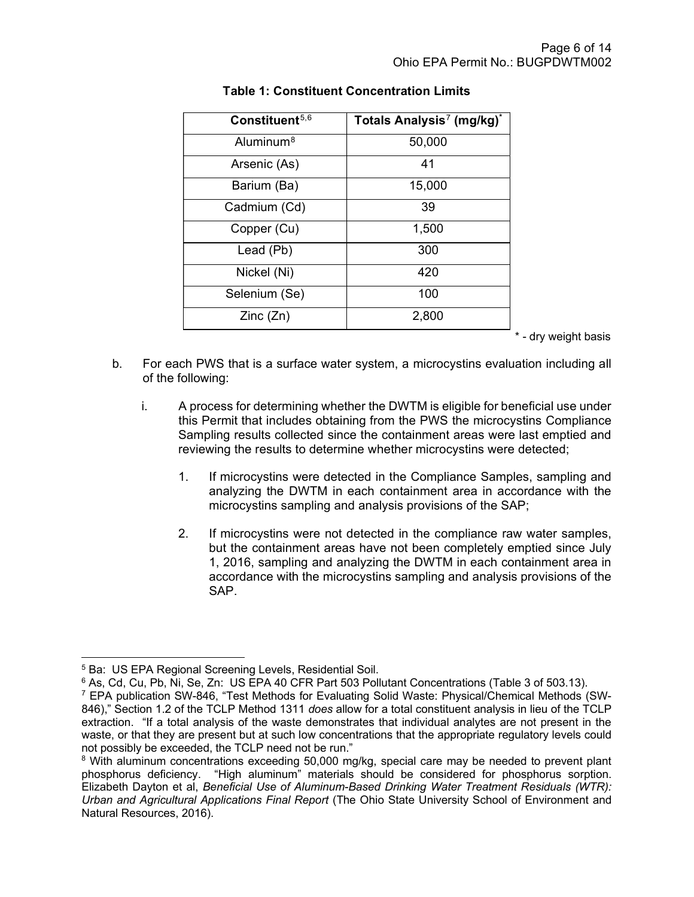**Table 1: Constituent Concentration Limits**

| Constituent[5,6] | Totals Analysis[7] (mg/kg)* |
|---|---|
| Aluminum[8] | 50,000 |
| Arsenic (As) | 41 |
| Barium (Ba) | 15,000 |
| Cadmium (Cd) | 39 |
| Copper (Cu) | 1,500 |
| Lead (Pb) | 300 |
| Nickel (Ni) | 420 |
| Selenium (Se) | 100 |
| Zinc (Zn) | 2,800 |

\* - dry weight basis

b. For each PWS that is a surface water system, a microcystins evaluation including all of the following:

   i. A process for determining whether the DWTM is eligible for beneficial use under this Permit that includes obtaining from the PWS the microcystins Compliance Sampling results collected since the containment areas were last emptied and reviewing the results to determine whether microcystins were detected;

      1. If microcystins were detected in the Compliance Samples, sampling and analyzing the DWTM in each containment area in accordance with the microcystins sampling and analysis provisions of the SAP;

      2. If microcystins were not detected in the compliance raw water samples, but the containment areas have not been completely emptied since July 1, 2016, sampling and analyzing the DWTM in each containment area in accordance with the microcystins sampling and analysis provisions of the SAP.

---

[5] Ba: US EPA Regional Screening Levels, Residential Soil.

[6] As, Cd, Cu, Pb, Ni, Se, Zn: US EPA 40 CFR Part 503 Pollutant Concentrations (Table 3 of 503.13).

[7] EPA publication SW-846, "Test Methods for Evaluating Solid Waste: Physical/Chemical Methods (SW-846)," Section 1.2 of the TCLP Method 1311 *does* allow for a total constituent analysis in lieu of the TCLP extraction. "If a total analysis of the waste demonstrates that individual analytes are not present in the waste, or that they are present but at such low concentrations that the appropriate regulatory levels could not possibly be exceeded, the TCLP need not be run."

[8] With aluminum concentrations exceeding 50,000 mg/kg, special care may be needed to prevent plant phosphorus deficiency. "High aluminum" materials should be considered for phosphorus sorption. Elizabeth Dayton et al, *Beneficial Use of Aluminum-Based Drinking Water Treatment Residuals (WTR): Urban and Agricultural Applications Final Report* (The Ohio State University School of Environment and Natural Resources, 2016).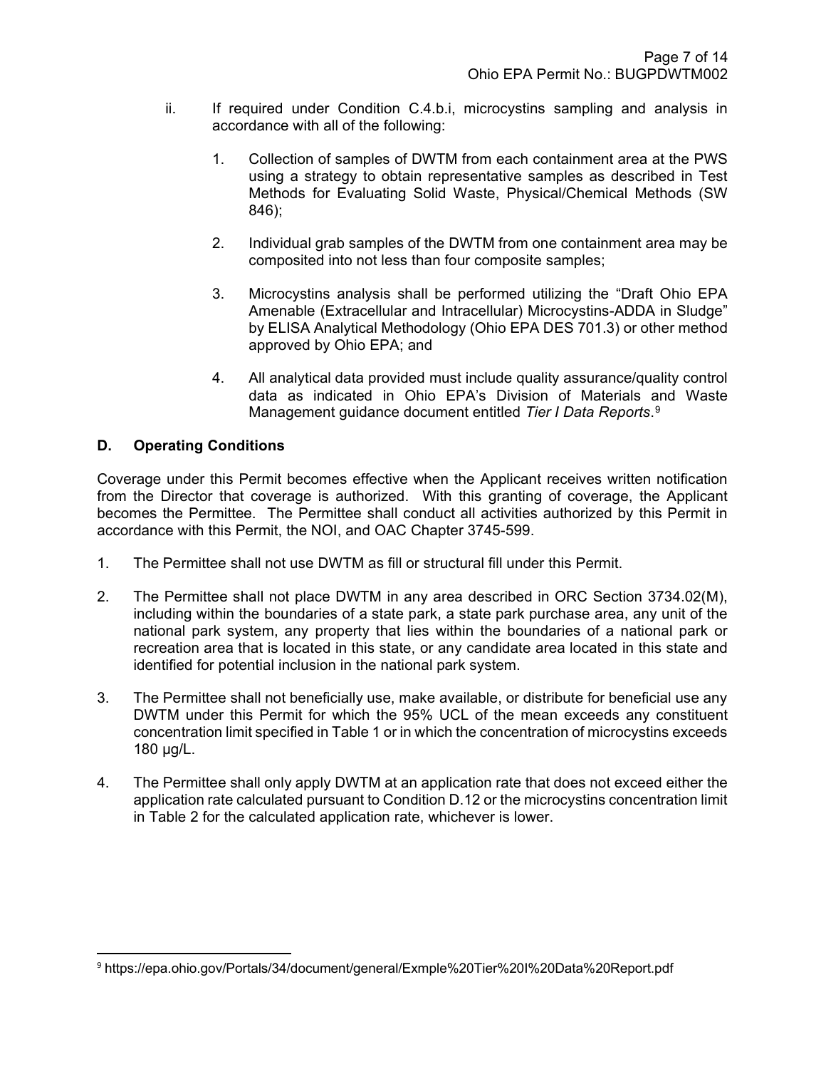ii. If required under Condition C.4.b.i, microcystins sampling and analysis in accordance with all of the following:

   1. Collection of samples of DWTM from each containment area at the PWS using a strategy to obtain representative samples as described in Test Methods for Evaluating Solid Waste, Physical/Chemical Methods (SW 846);

   2. Individual grab samples of the DWTM from one containment area may be composited into not less than four composite samples;

   3. Microcystins analysis shall be performed utilizing the "Draft Ohio EPA Amenable (Extracellular and Intracellular) Microcystins-ADDA in Sludge" by ELISA Analytical Methodology (Ohio EPA DES 701.3) or other method approved by Ohio EPA; and

   4. All analytical data provided must include quality assurance/quality control data as indicated in Ohio EPA's Division of Materials and Waste Management guidance document entitled *Tier I Data Reports*.[9]

## D. Operating Conditions

Coverage under this Permit becomes effective when the Applicant receives written notification from the Director that coverage is authorized. With this granting of coverage, the Applicant becomes the Permittee. The Permittee shall conduct all activities authorized by this Permit in accordance with this Permit, the NOI, and OAC Chapter 3745-599.

1. The Permittee shall not use DWTM as fill or structural fill under this Permit.

2. The Permittee shall not place DWTM in any area described in ORC Section 3734.02(M), including within the boundaries of a state park, a state park purchase area, any unit of the national park system, any property that lies within the boundaries of a national park or recreation area that is located in this state, or any candidate area located in this state and identified for potential inclusion in the national park system.

3. The Permittee shall not beneficially use, make available, or distribute for beneficial use any DWTM under this Permit for which the 95% UCL of the mean exceeds any constituent concentration limit specified in Table 1 or in which the concentration of microcystins exceeds 180 µg/L.

4. The Permittee shall only apply DWTM at an application rate that does not exceed either the application rate calculated pursuant to Condition D.12 or the microcystins concentration limit in Table 2 for the calculated application rate, whichever is lower.

---

[9] https://epa.ohio.gov/Portals/34/document/general/Exmple%20Tier%20I%20Data%20Report.pdf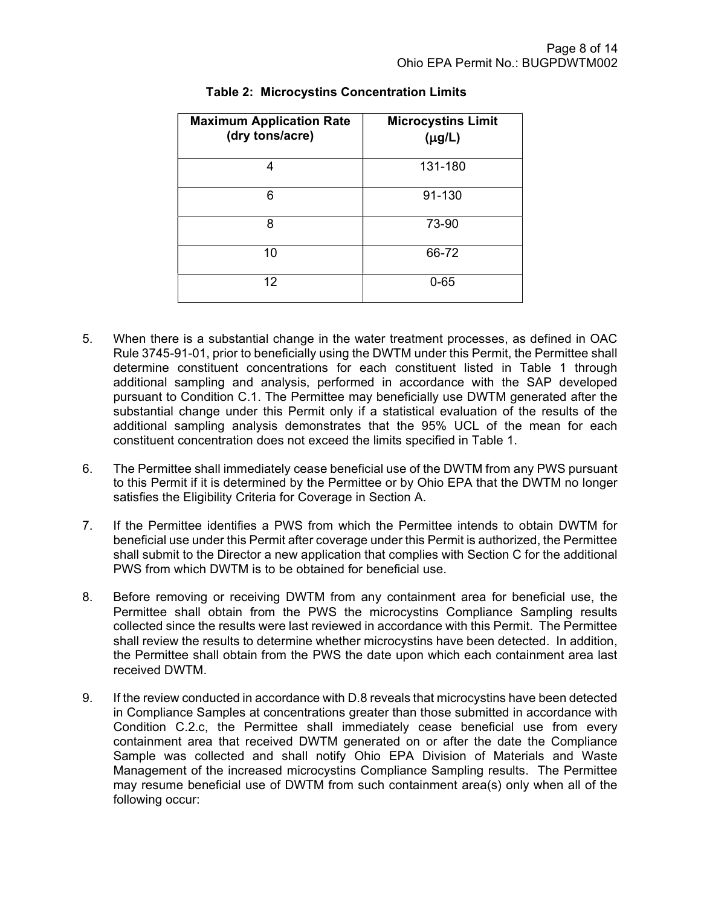**Table 2: Microcystins Concentration Limits**

| Maximum Application Rate (dry tons/acre) | Microcystins Limit ($\mu$g/L) |
|---|---|
| 4 | 131-180 |
| 6 | 91-130 |
| 8 | 73-90 |
| 10 | 66-72 |
| 12 | 0-65 |

5. When there is a substantial change in the water treatment processes, as defined in OAC Rule 3745-91-01, prior to beneficially using the DWTM under this Permit, the Permittee shall determine constituent concentrations for each constituent listed in Table 1 through additional sampling and analysis, performed in accordance with the SAP developed pursuant to Condition C.1. The Permittee may beneficially use DWTM generated after the substantial change under this Permit only if a statistical evaluation of the results of the additional sampling analysis demonstrates that the 95% UCL of the mean for each constituent concentration does not exceed the limits specified in Table 1.

6. The Permittee shall immediately cease beneficial use of the DWTM from any PWS pursuant to this Permit if it is determined by the Permittee or by Ohio EPA that the DWTM no longer satisfies the Eligibility Criteria for Coverage in Section A.

7. If the Permittee identifies a PWS from which the Permittee intends to obtain DWTM for beneficial use under this Permit after coverage under this Permit is authorized, the Permittee shall submit to the Director a new application that complies with Section C for the additional PWS from which DWTM is to be obtained for beneficial use.

8. Before removing or receiving DWTM from any containment area for beneficial use, the Permittee shall obtain from the PWS the microcystins Compliance Sampling results collected since the results were last reviewed in accordance with this Permit. The Permittee shall review the results to determine whether microcystins have been detected. In addition, the Permittee shall obtain from the PWS the date upon which each containment area last received DWTM.

9. If the review conducted in accordance with D.8 reveals that microcystins have been detected in Compliance Samples at concentrations greater than those submitted in accordance with Condition C.2.c, the Permittee shall immediately cease beneficial use from every containment area that received DWTM generated on or after the date the Compliance Sample was collected and shall notify Ohio EPA Division of Materials and Waste Management of the increased microcystins Compliance Sampling results. The Permittee may resume beneficial use of DWTM from such containment area(s) only when all of the following occur: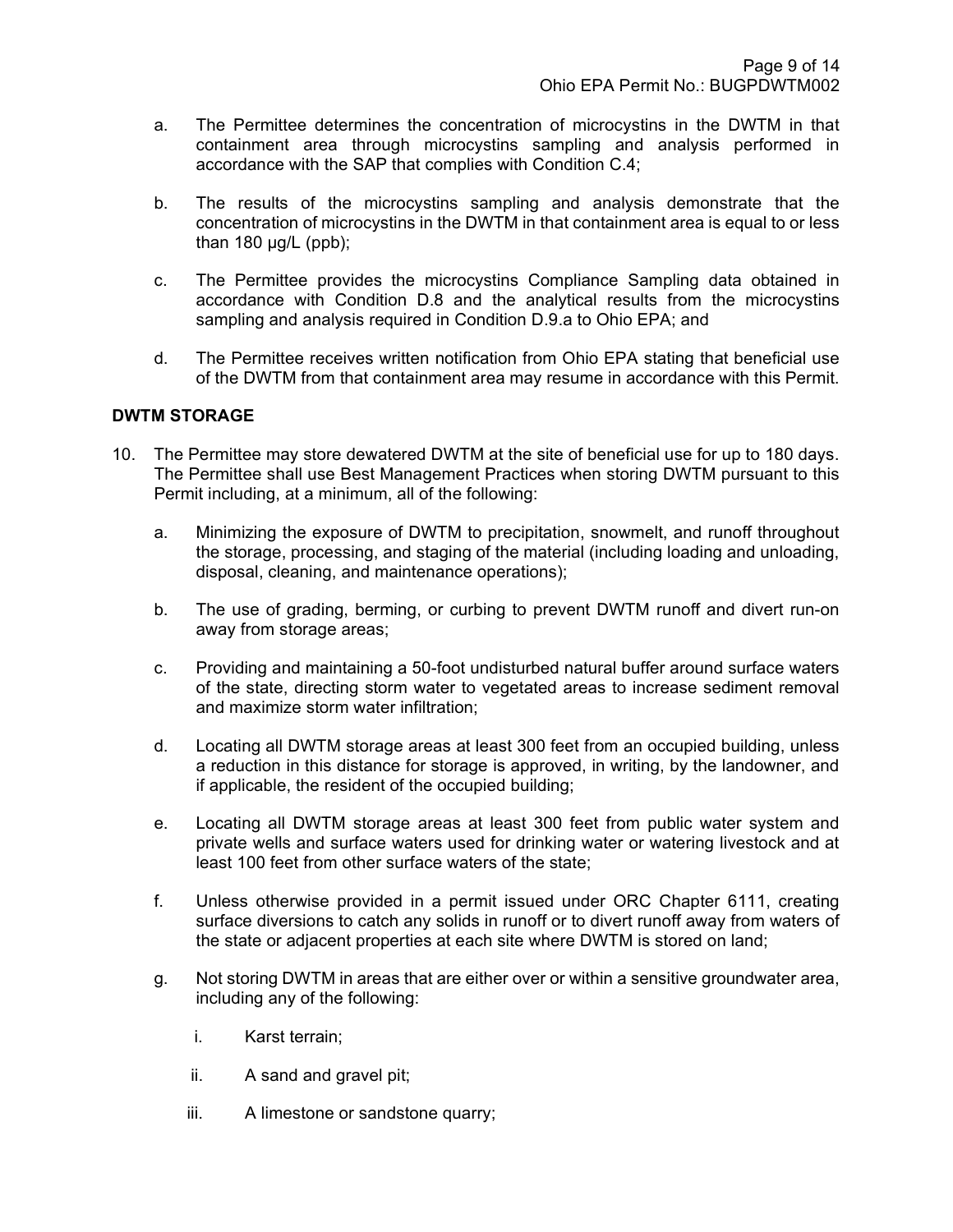a. The Permittee determines the concentration of microcystins in the DWTM in that containment area through microcystins sampling and analysis performed in accordance with the SAP that complies with Condition C.4;

b. The results of the microcystins sampling and analysis demonstrate that the concentration of microcystins in the DWTM in that containment area is equal to or less than 180 µg/L (ppb);

c. The Permittee provides the microcystins Compliance Sampling data obtained in accordance with Condition D.8 and the analytical results from the microcystins sampling and analysis required in Condition D.9.a to Ohio EPA; and

d. The Permittee receives written notification from Ohio EPA stating that beneficial use of the DWTM from that containment area may resume in accordance with this Permit.

**DWTM STORAGE**

10. The Permittee may store dewatered DWTM at the site of beneficial use for up to 180 days. The Permittee shall use Best Management Practices when storing DWTM pursuant to this Permit including, at a minimum, all of the following:

    a. Minimizing the exposure of DWTM to precipitation, snowmelt, and runoff throughout the storage, processing, and staging of the material (including loading and unloading, disposal, cleaning, and maintenance operations);

    b. The use of grading, berming, or curbing to prevent DWTM runoff and divert run-on away from storage areas;

    c. Providing and maintaining a 50-foot undisturbed natural buffer around surface waters of the state, directing storm water to vegetated areas to increase sediment removal and maximize storm water infiltration;

    d. Locating all DWTM storage areas at least 300 feet from an occupied building, unless a reduction in this distance for storage is approved, in writing, by the landowner, and if applicable, the resident of the occupied building;

    e. Locating all DWTM storage areas at least 300 feet from public water system and private wells and surface waters used for drinking water or watering livestock and at least 100 feet from other surface waters of the state;

    f. Unless otherwise provided in a permit issued under ORC Chapter 6111, creating surface diversions to catch any solids in runoff or to divert runoff away from waters of the state or adjacent properties at each site where DWTM is stored on land;

    g. Not storing DWTM in areas that are either over or within a sensitive groundwater area, including any of the following:

        i. Karst terrain;

        ii. A sand and gravel pit;

        iii. A limestone or sandstone quarry;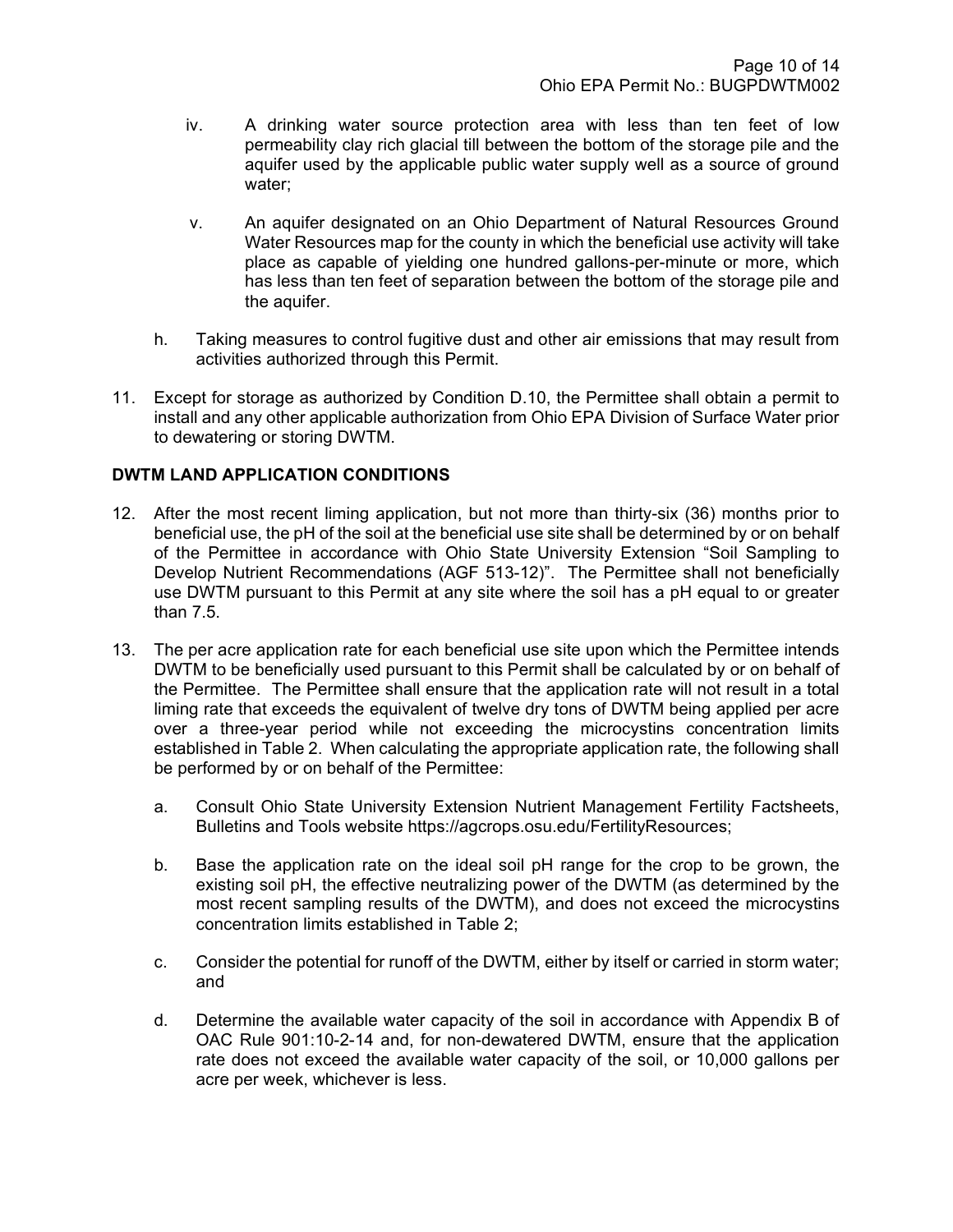iv. A drinking water source protection area with less than ten feet of low permeability clay rich glacial till between the bottom of the storage pile and the aquifer used by the applicable public water supply well as a source of ground water;

v. An aquifer designated on an Ohio Department of Natural Resources Ground Water Resources map for the county in which the beneficial use activity will take place as capable of yielding one hundred gallons-per-minute or more, which has less than ten feet of separation between the bottom of the storage pile and the aquifer.

h. Taking measures to control fugitive dust and other air emissions that may result from activities authorized through this Permit.

11. Except for storage as authorized by Condition D.10, the Permittee shall obtain a permit to install and any other applicable authorization from Ohio EPA Division of Surface Water prior to dewatering or storing DWTM.

**DWTM LAND APPLICATION CONDITIONS**

12. After the most recent liming application, but not more than thirty-six (36) months prior to beneficial use, the pH of the soil at the beneficial use site shall be determined by or on behalf of the Permittee in accordance with Ohio State University Extension "Soil Sampling to Develop Nutrient Recommendations (AGF 513-12)". The Permittee shall not beneficially use DWTM pursuant to this Permit at any site where the soil has a pH equal to or greater than 7.5.

13. The per acre application rate for each beneficial use site upon which the Permittee intends DWTM to be beneficially used pursuant to this Permit shall be calculated by or on behalf of the Permittee. The Permittee shall ensure that the application rate will not result in a total liming rate that exceeds the equivalent of twelve dry tons of DWTM being applied per acre over a three-year period while not exceeding the microcystins concentration limits established in Table 2. When calculating the appropriate application rate, the following shall be performed by or on behalf of the Permittee:

    a. Consult Ohio State University Extension Nutrient Management Fertility Factsheets, Bulletins and Tools website https://agcrops.osu.edu/FertilityResources;

    b. Base the application rate on the ideal soil pH range for the crop to be grown, the existing soil pH, the effective neutralizing power of the DWTM (as determined by the most recent sampling results of the DWTM), and does not exceed the microcystins concentration limits established in Table 2;

    c. Consider the potential for runoff of the DWTM, either by itself or carried in storm water; and

    d. Determine the available water capacity of the soil in accordance with Appendix B of OAC Rule 901:10-2-14 and, for non-dewatered DWTM, ensure that the application rate does not exceed the available water capacity of the soil, or 10,000 gallons per acre per week, whichever is less.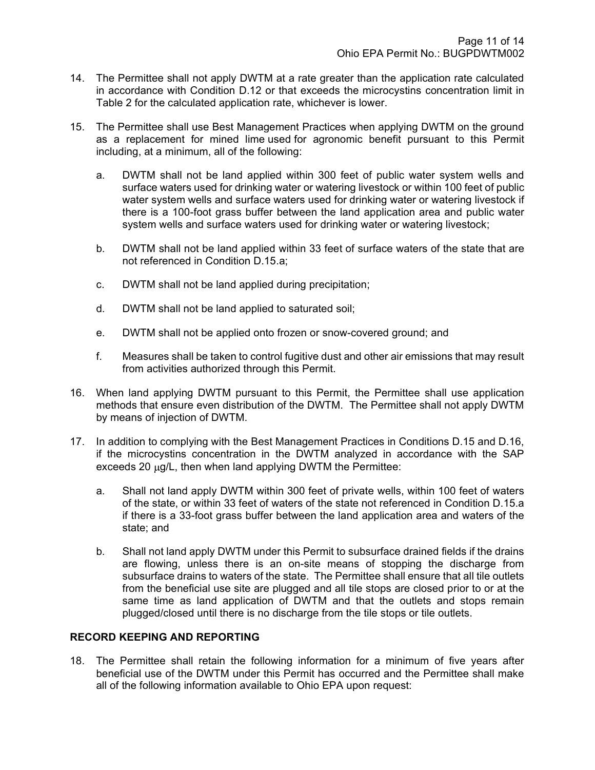14. The Permittee shall not apply DWTM at a rate greater than the application rate calculated in accordance with Condition D.12 or that exceeds the microcystins concentration limit in Table 2 for the calculated application rate, whichever is lower.

15. The Permittee shall use Best Management Practices when applying DWTM on the ground as a replacement for mined lime used for agronomic benefit pursuant to this Permit including, at a minimum, all of the following:

    a. DWTM shall not be land applied within 300 feet of public water system wells and surface waters used for drinking water or watering livestock or within 100 feet of public water system wells and surface waters used for drinking water or watering livestock if there is a 100-foot grass buffer between the land application area and public water system wells and surface waters used for drinking water or watering livestock;

    b. DWTM shall not be land applied within 33 feet of surface waters of the state that are not referenced in Condition D.15.a;

    c. DWTM shall not be land applied during precipitation;

    d. DWTM shall not be land applied to saturated soil;

    e. DWTM shall not be applied onto frozen or snow-covered ground; and

    f. Measures shall be taken to control fugitive dust and other air emissions that may result from activities authorized through this Permit.

16. When land applying DWTM pursuant to this Permit, the Permittee shall use application methods that ensure even distribution of the DWTM. The Permittee shall not apply DWTM by means of injection of DWTM.

17. In addition to complying with the Best Management Practices in Conditions D.15 and D.16, if the microcystins concentration in the DWTM analyzed in accordance with the SAP exceeds 20 μg/L, then when land applying DWTM the Permittee:

    a. Shall not land apply DWTM within 300 feet of private wells, within 100 feet of waters of the state, or within 33 feet of waters of the state not referenced in Condition D.15.a if there is a 33-foot grass buffer between the land application area and waters of the state; and

    b. Shall not land apply DWTM under this Permit to subsurface drained fields if the drains are flowing, unless there is an on-site means of stopping the discharge from subsurface drains to waters of the state. The Permittee shall ensure that all tile outlets from the beneficial use site are plugged and all tile stops are closed prior to or at the same time as land application of DWTM and that the outlets and stops remain plugged/closed until there is no discharge from the tile stops or tile outlets.

**RECORD KEEPING AND REPORTING**

18. The Permittee shall retain the following information for a minimum of five years after beneficial use of the DWTM under this Permit has occurred and the Permittee shall make all of the following information available to Ohio EPA upon request: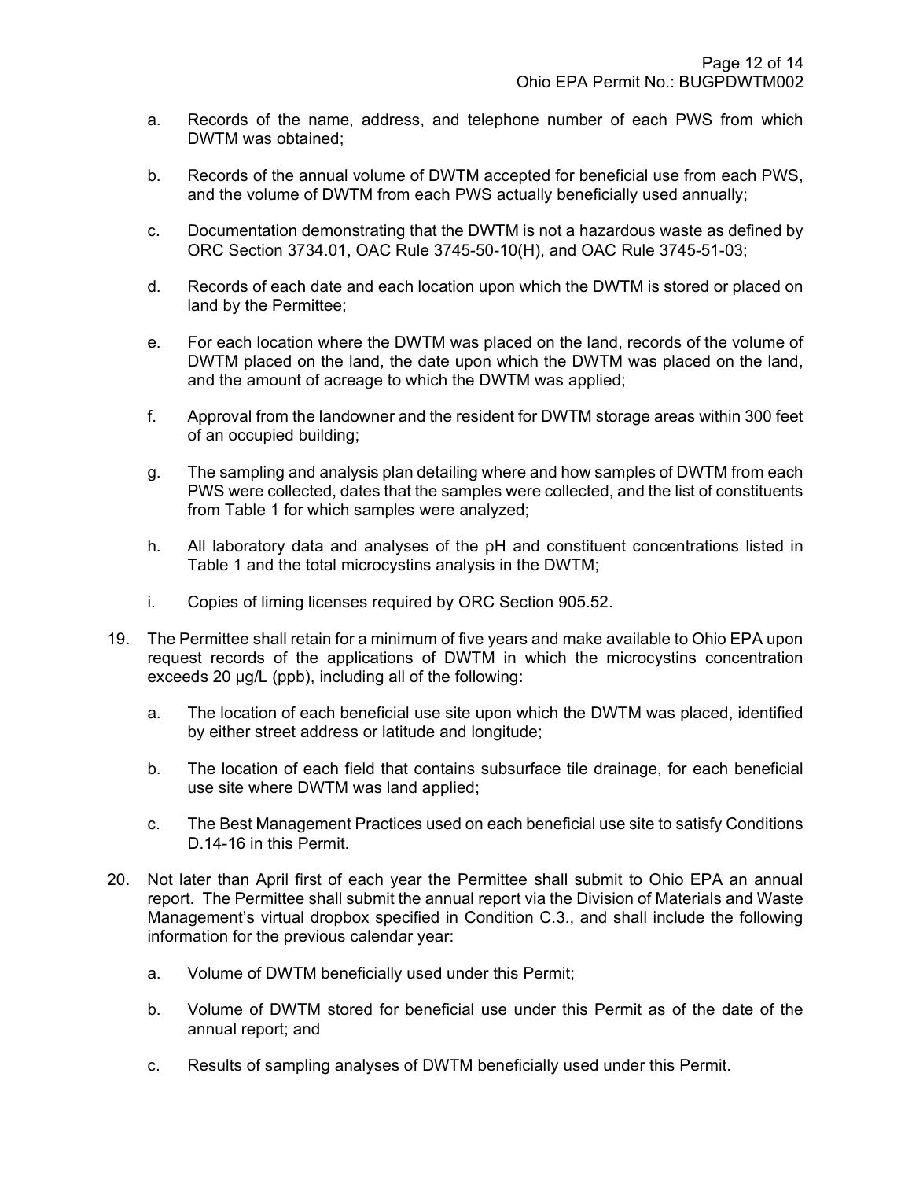a. Records of the name, address, and telephone number of each PWS from which DWTM was obtained;

b. Records of the annual volume of DWTM accepted for beneficial use from each PWS, and the volume of DWTM from each PWS actually beneficially used annually;

c. Documentation demonstrating that the DWTM is not a hazardous waste as defined by ORC Section 3734.01, OAC Rule 3745-50-10(H), and OAC Rule 3745-51-03;

d. Records of each date and each location upon which the DWTM is stored or placed on land by the Permittee;

e. For each location where the DWTM was placed on the land, records of the volume of DWTM placed on the land, the date upon which the DWTM was placed on the land, and the amount of acreage to which the DWTM was applied;

f. Approval from the landowner and the resident for DWTM storage areas within 300 feet of an occupied building;

g. The sampling and analysis plan detailing where and how samples of DWTM from each PWS were collected, dates that the samples were collected, and the list of constituents from Table 1 for which samples were analyzed;

h. All laboratory data and analyses of the pH and constituent concentrations listed in Table 1 and the total microcystins analysis in the DWTM;

i. Copies of liming licenses required by ORC Section 905.52.

19. The Permittee shall retain for a minimum of five years and make available to Ohio EPA upon request records of the applications of DWTM in which the microcystins concentration exceeds 20 µg/L (ppb), including all of the following:

    a. The location of each beneficial use site upon which the DWTM was placed, identified by either street address or latitude and longitude;

    b. The location of each field that contains subsurface tile drainage, for each beneficial use site where DWTM was land applied;

    c. The Best Management Practices used on each beneficial use site to satisfy Conditions D.14-16 in this Permit.

20. Not later than April first of each year the Permittee shall submit to Ohio EPA an annual report. The Permittee shall submit the annual report via the Division of Materials and Waste Management's virtual dropbox specified in Condition C.3., and shall include the following information for the previous calendar year:

    a. Volume of DWTM beneficially used under this Permit;

    b. Volume of DWTM stored for beneficial use under this Permit as of the date of the annual report; and

    c. Results of sampling analyses of DWTM beneficially used under this Permit.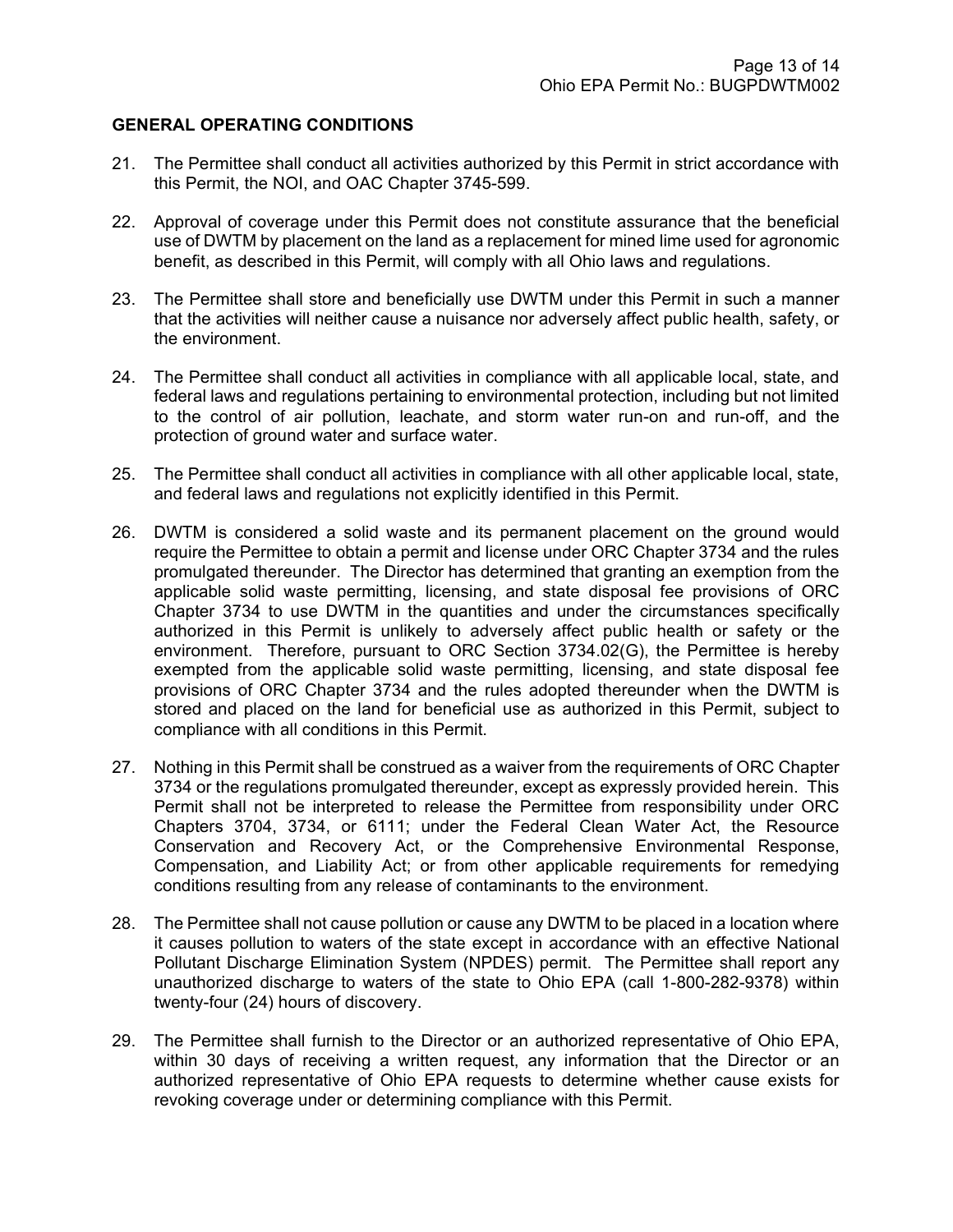## GENERAL OPERATING CONDITIONS

21. The Permittee shall conduct all activities authorized by this Permit in strict accordance with this Permit, the NOI, and OAC Chapter 3745-599.

22. Approval of coverage under this Permit does not constitute assurance that the beneficial use of DWTM by placement on the land as a replacement for mined lime used for agronomic benefit, as described in this Permit, will comply with all Ohio laws and regulations.

23. The Permittee shall store and beneficially use DWTM under this Permit in such a manner that the activities will neither cause a nuisance nor adversely affect public health, safety, or the environment.

24. The Permittee shall conduct all activities in compliance with all applicable local, state, and federal laws and regulations pertaining to environmental protection, including but not limited to the control of air pollution, leachate, and storm water run-on and run-off, and the protection of ground water and surface water.

25. The Permittee shall conduct all activities in compliance with all other applicable local, state, and federal laws and regulations not explicitly identified in this Permit.

26. DWTM is considered a solid waste and its permanent placement on the ground would require the Permittee to obtain a permit and license under ORC Chapter 3734 and the rules promulgated thereunder. The Director has determined that granting an exemption from the applicable solid waste permitting, licensing, and state disposal fee provisions of ORC Chapter 3734 to use DWTM in the quantities and under the circumstances specifically authorized in this Permit is unlikely to adversely affect public health or safety or the environment. Therefore, pursuant to ORC Section 3734.02(G), the Permittee is hereby exempted from the applicable solid waste permitting, licensing, and state disposal fee provisions of ORC Chapter 3734 and the rules adopted thereunder when the DWTM is stored and placed on the land for beneficial use as authorized in this Permit, subject to compliance with all conditions in this Permit.

27. Nothing in this Permit shall be construed as a waiver from the requirements of ORC Chapter 3734 or the regulations promulgated thereunder, except as expressly provided herein. This Permit shall not be interpreted to release the Permittee from responsibility under ORC Chapters 3704, 3734, or 6111; under the Federal Clean Water Act, the Resource Conservation and Recovery Act, or the Comprehensive Environmental Response, Compensation, and Liability Act; or from other applicable requirements for remedying conditions resulting from any release of contaminants to the environment.

28. The Permittee shall not cause pollution or cause any DWTM to be placed in a location where it causes pollution to waters of the state except in accordance with an effective National Pollutant Discharge Elimination System (NPDES) permit. The Permittee shall report any unauthorized discharge to waters of the state to Ohio EPA (call 1-800-282-9378) within twenty-four (24) hours of discovery.

29. The Permittee shall furnish to the Director or an authorized representative of Ohio EPA, within 30 days of receiving a written request, any information that the Director or an authorized representative of Ohio EPA requests to determine whether cause exists for revoking coverage under or determining compliance with this Permit.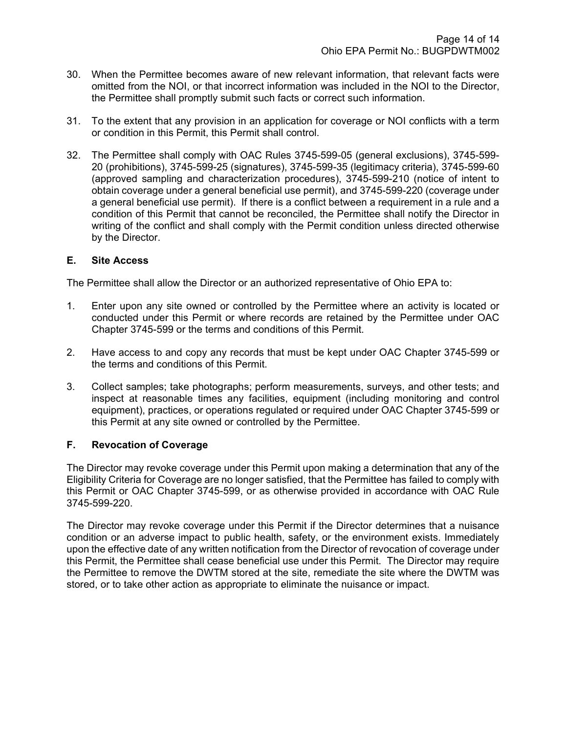30. When the Permittee becomes aware of new relevant information, that relevant facts were omitted from the NOI, or that incorrect information was included in the NOI to the Director, the Permittee shall promptly submit such facts or correct such information.

31. To the extent that any provision in an application for coverage or NOI conflicts with a term or condition in this Permit, this Permit shall control.

32. The Permittee shall comply with OAC Rules 3745-599-05 (general exclusions), 3745-599-20 (prohibitions), 3745-599-25 (signatures), 3745-599-35 (legitimacy criteria), 3745-599-60 (approved sampling and characterization procedures), 3745-599-210 (notice of intent to obtain coverage under a general beneficial use permit), and 3745-599-220 (coverage under a general beneficial use permit). If there is a conflict between a requirement in a rule and a condition of this Permit that cannot be reconciled, the Permittee shall notify the Director in writing of the conflict and shall comply with the Permit condition unless directed otherwise by the Director.

### E. Site Access

The Permittee shall allow the Director or an authorized representative of Ohio EPA to:

1. Enter upon any site owned or controlled by the Permittee where an activity is located or conducted under this Permit or where records are retained by the Permittee under OAC Chapter 3745-599 or the terms and conditions of this Permit.

2. Have access to and copy any records that must be kept under OAC Chapter 3745-599 or the terms and conditions of this Permit.

3. Collect samples; take photographs; perform measurements, surveys, and other tests; and inspect at reasonable times any facilities, equipment (including monitoring and control equipment), practices, or operations regulated or required under OAC Chapter 3745-599 or this Permit at any site owned or controlled by the Permittee.

### F. Revocation of Coverage

The Director may revoke coverage under this Permit upon making a determination that any of the Eligibility Criteria for Coverage are no longer satisfied, that the Permittee has failed to comply with this Permit or OAC Chapter 3745-599, or as otherwise provided in accordance with OAC Rule 3745-599-220.

The Director may revoke coverage under this Permit if the Director determines that a nuisance condition or an adverse impact to public health, safety, or the environment exists. Immediately upon the effective date of any written notification from the Director of revocation of coverage under this Permit, the Permittee shall cease beneficial use under this Permit. The Director may require the Permittee to remove the DWTM stored at the site, remediate the site where the DWTM was stored, or to take other action as appropriate to eliminate the nuisance or impact.